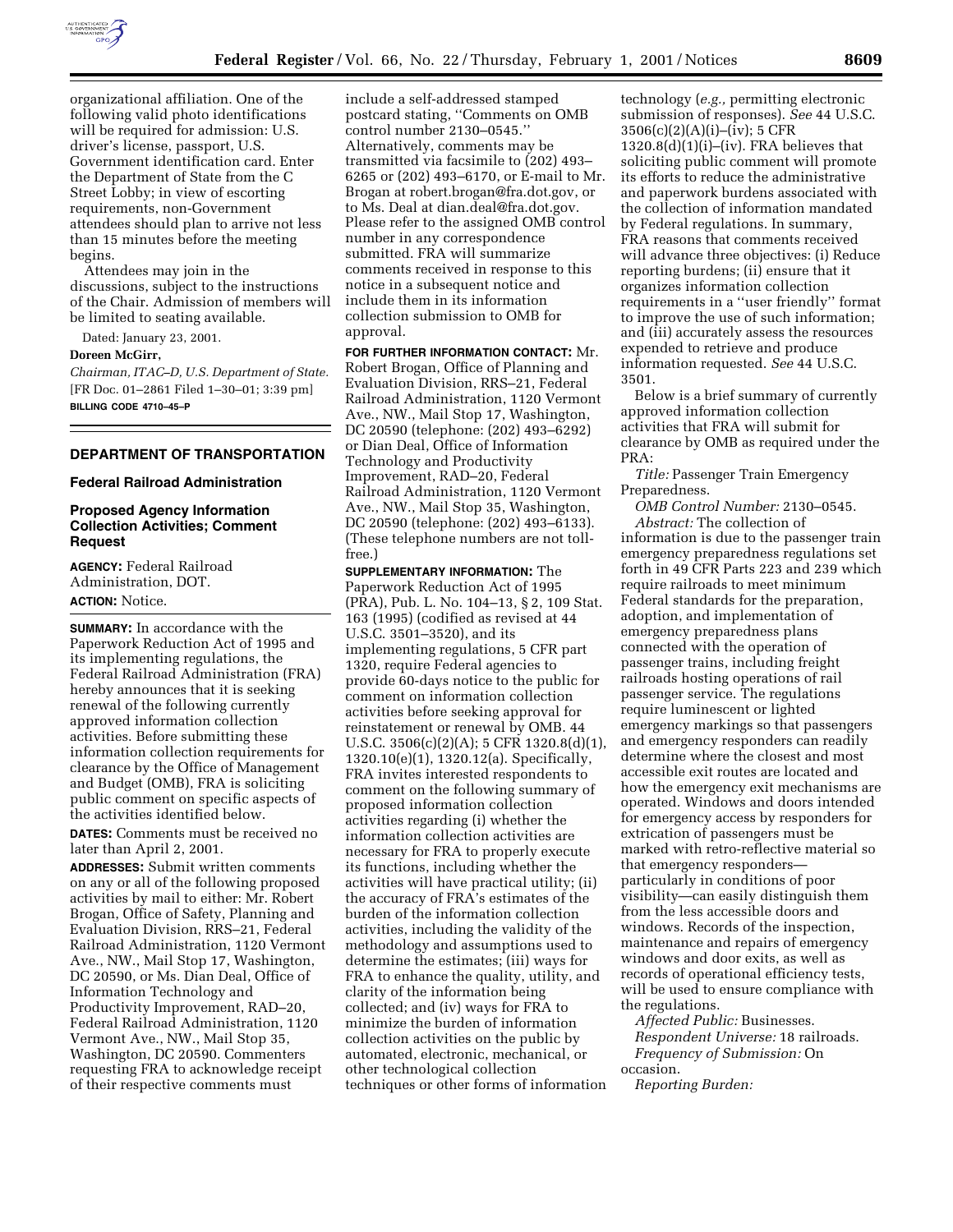organizational affiliation. One of the following valid photo identifications will be required for admission: U.S. driver's license, passport, U.S. Government identification card. Enter the Department of State from the C Street Lobby; in view of escorting requirements, non-Government attendees should plan to arrive not less than 15 minutes before the meeting begins.

Attendees may join in the discussions, subject to the instructions of the Chair. Admission of members will be limited to seating available.

Dated: January 23, 2001.

**Doreen McGirr,**

*Chairman, ITAC–D, U.S. Department of State.*

[FR Doc. 01–2861 Filed 1–30–01; 3:39 pm]

**BILLING CODE 4710–45–P**

## DEPARTMENT OF TRANSPORTATION

### Federal Railroad Administration

### Proposed Agency Information Collection Activities; Comment Request

**AGENCY:** Federal Railroad Administration, DOT.

**ACTION:** Notice.

**SUMMARY:** In accordance with the Paperwork Reduction Act of 1995 and its implementing regulations, the Federal Railroad Administration (FRA) hereby announces that it is seeking renewal of the following currently approved information collection activities. Before submitting these information collection requirements for clearance by the Office of Management and Budget (OMB), FRA is soliciting public comment on specific aspects of the activities identified below.

**DATES:** Comments must be received no later than April 2, 2001.

**ADDRESSES:** Submit written comments on any or all of the following proposed activities by mail to either: Mr. Robert Brogan, Office of Safety, Planning and Evaluation Division, RRS–21, Federal Railroad Administration, 1120 Vermont Ave., NW., Mail Stop 17, Washington, DC 20590, or Ms. Dian Deal, Office of Information Technology and Productivity Improvement, RAD–20, Federal Railroad Administration, 1120 Vermont Ave., NW., Mail Stop 35, Washington, DC 20590. Commenters requesting FRA to acknowledge receipt of their respective comments must include a self-addressed stamped postcard stating, ''Comments on OMB control number 2130–0545.'' Alternatively, comments may be transmitted via facsimile to (202) 493–6265 or (202) 493–6170, or E-mail to Mr. Brogan at robert.brogan@fra.dot.gov, or to Ms. Deal at dian.deal@fra.dot.gov. Please refer to the assigned OMB control number in any correspondence submitted. FRA will summarize comments received in response to this notice in a subsequent notice and include them in its information collection submission to OMB for approval.

**FOR FURTHER INFORMATION CONTACT:** Mr. Robert Brogan, Office of Planning and Evaluation Division, RRS–21, Federal Railroad Administration, 1120 Vermont Ave., NW., Mail Stop 17, Washington, DC 20590 (telephone: (202) 493–6292) or Dian Deal, Office of Information Technology and Productivity Improvement, RAD–20, Federal Railroad Administration, 1120 Vermont Ave., NW., Mail Stop 35, Washington, DC 20590 (telephone: (202) 493–6133). (These telephone numbers are not toll-free.)

**SUPPLEMENTARY INFORMATION:** The Paperwork Reduction Act of 1995 (PRA), Pub. L. No. 104–13, § 2, 109 Stat. 163 (1995) (codified as revised at 44 U.S.C. 3501–3520), and its implementing regulations, 5 CFR part 1320, require Federal agencies to provide 60-days notice to the public for comment on information collection activities before seeking approval for reinstatement or renewal by OMB. 44 U.S.C. 3506(c)(2)(A); 5 CFR 1320.8(d)(1), 1320.10(e)(1), 1320.12(a). Specifically, FRA invites interested respondents to comment on the following summary of proposed information collection activities regarding (i) whether the information collection activities are necessary for FRA to properly execute its functions, including whether the activities will have practical utility; (ii) the accuracy of FRA's estimates of the burden of the information collection activities, including the validity of the methodology and assumptions used to determine the estimates; (iii) ways for FRA to enhance the quality, utility, and clarity of the information being collected; and (iv) ways for FRA to minimize the burden of information collection activities on the public by automated, electronic, mechanical, or other technological collection techniques or other forms of information technology (*e.g.,* permitting electronic submission of responses). *See* 44 U.S.C. 3506(c)(2)(A)(i)–(iv); 5 CFR 1320.8(d)(1)(i)–(iv). FRA believes that soliciting public comment will promote its efforts to reduce the administrative and paperwork burdens associated with the collection of information mandated by Federal regulations. In summary, FRA reasons that comments received will advance three objectives: (i) Reduce reporting burdens; (ii) ensure that it organizes information collection requirements in a ''user friendly'' format to improve the use of such information; and (iii) accurately assess the resources expended to retrieve and produce information requested. *See* 44 U.S.C. 3501.

Below is a brief summary of currently approved information collection activities that FRA will submit for clearance by OMB as required under the PRA:

*Title:* Passenger Train Emergency Preparedness.

*OMB Control Number:* 2130–0545.

*Abstract:* The collection of information is due to the passenger train emergency preparedness regulations set forth in 49 CFR Parts 223 and 239 which require railroads to meet minimum Federal standards for the preparation, adoption, and implementation of emergency preparedness plans connected with the operation of passenger trains, including freight railroads hosting operations of rail passenger service. The regulations require luminescent or lighted emergency markings so that passengers and emergency responders can readily determine where the closest and most accessible exit routes are located and how the emergency exit mechanisms are operated. Windows and doors intended for emergency access by responders for extrication of passengers must be marked with retro-reflective material so that emergency responders—particularly in conditions of poor visibility—can easily distinguish them from the less accessible doors and windows. Records of the inspection, maintenance and repairs of emergency windows and door exits, as well as records of operational efficiency tests, will be used to ensure compliance with the regulations.

*Affected Public:* Businesses.

*Respondent Universe:* 18 railroads.

*Frequency of Submission:* On occasion.

*Reporting Burden:*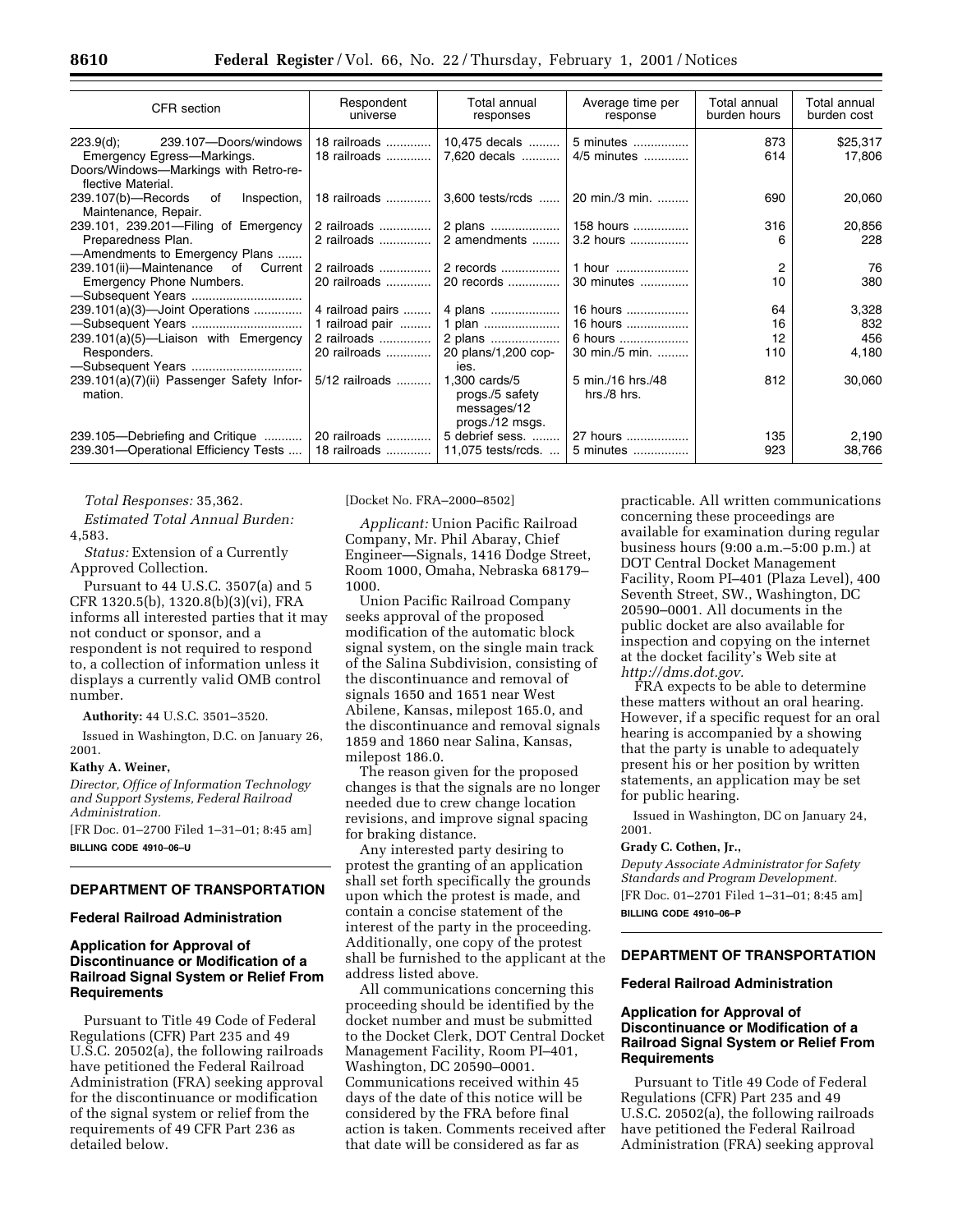| CFR section | Respondent universe | Total annual responses | Average time per response | Total annual burden hours | Total annual burden cost |
|---|---|---|---|---|---|
| 223.9(d); 239.107—Doors/windows Emergency Egress—Markings. | 18 railroads | 10,475 decals | 5 minutes | 873 | $25,317 |
| Doors/Windows—Markings with Retro-reflective Material. | 18 railroads | 7,620 decals | 4/5 minutes | 614 | 17,806 |
| 239.107(b)—Records of Inspection, Maintenance, Repair. | 18 railroads | 3,600 tests/rcds | 20 min./3 min. | 690 | 20,060 |
| 239.101, 239.201—Filing of Emergency Preparedness Plan. | 2 railroads | 2 plans | 158 hours | 316 | 20,856 |
| —Amendments to Emergency Plans | 2 railroads | 2 amendments | 3.2 hours | 6 | 228 |
| 239.101(ii)—Maintenance of Current Emergency Phone Numbers. | 2 railroads | 2 records | 1 hour | 2 | 76 |
| —Subsequent Years | 20 railroads | 20 records | 30 minutes | 10 | 380 |
| 239.101(a)(3)—Joint Operations | 4 railroad pairs | 4 plans | 16 hours | 64 | 3,328 |
| —Subsequent Years | 1 railroad pair | 1 plan | 16 hours | 16 | 832 |
| 239.101(a)(5)—Liaison with Emergency Responders. | 2 railroads | 2 plans | 6 hours | 12 | 456 |
| —Subsequent Years | 20 railroads | 20 plans/1,200 copies. | 30 min./5 min. | 110 | 4,180 |
| 239.101(a)(7)(ii) Passenger Safety Information. | 5/12 railroads | 1,300 cards/5 progs./5 safety messages/12 progs./12 msgs. | 5 min./16 hrs./48 hrs./8 hrs. | 812 | 30,060 |
| 239.105—Debriefing and Critique | 20 railroads | 5 debrief sess. | 27 hours | 135 | 2,190 |
| 239.301—Operational Efficiency Tests | 18 railroads | 11,075 tests/rcds. | 5 minutes | 923 | 38,766 |

*Total Responses:* 35,362.

*Estimated Total Annual Burden:* 4,583.

*Status:* Extension of a Currently Approved Collection.

Pursuant to 44 U.S.C. 3507(a) and 5 CFR 1320.5(b), 1320.8(b)(3)(vi), FRA informs all interested parties that it may not conduct or sponsor, and a respondent is not required to respond to, a collection of information unless it displays a currently valid OMB control number.

**Authority:** 44 U.S.C. 3501–3520.

Issued in Washington, D.C. on January 26, 2001.

**Kathy A. Weiner,**

*Director, Office of Information Technology and Support Systems, Federal Railroad Administration.*

[FR Doc. 01–2700 Filed 1–31–01; 8:45 am]

**BILLING CODE 4910–06–U**

## DEPARTMENT OF TRANSPORTATION

### Federal Railroad Administration

### Application for Approval of Discontinuance or Modification of a Railroad Signal System or Relief From Requirements

Pursuant to Title 49 Code of Federal Regulations (CFR) Part 235 and 49 U.S.C. 20502(a), the following railroads have petitioned the Federal Railroad Administration (FRA) seeking approval for the discontinuance or modification of the signal system or relief from the requirements of 49 CFR Part 236 as detailed below.

[Docket No. FRA–2000–8502]

*Applicant:* Union Pacific Railroad Company, Mr. Phil Abaray, Chief Engineer—Signals, 1416 Dodge Street, Room 1000, Omaha, Nebraska 68179–1000.

Union Pacific Railroad Company seeks approval of the proposed modification of the automatic block signal system, on the single main track of the Salina Subdivision, consisting of the discontinuance and removal of signals 1650 and 1651 near West Abilene, Kansas, milepost 165.0, and the discontinuance and removal signals 1859 and 1860 near Salina, Kansas, milepost 186.0.

The reason given for the proposed changes is that the signals are no longer needed due to crew change location revisions, and improve signal spacing for braking distance.

Any interested party desiring to protest the granting of an application shall set forth specifically the grounds upon which the protest is made, and contain a concise statement of the interest of the party in the proceeding. Additionally, one copy of the protest shall be furnished to the applicant at the address listed above.

All communications concerning this proceeding should be identified by the docket number and must be submitted to the Docket Clerk, DOT Central Docket Management Facility, Room PI–401, Washington, DC 20590–0001. Communications received within 45 days of the date of this notice will be considered by the FRA before final action is taken. Comments received after that date will be considered as far as practicable. All written communications concerning these proceedings are available for examination during regular business hours (9:00 a.m.–5:00 p.m.) at DOT Central Docket Management Facility, Room PI–401 (Plaza Level), 400 Seventh Street, SW., Washington, DC 20590–0001. All documents in the public docket are also available for inspection and copying on the internet at the docket facility's Web site at *http://dms.dot.gov.*

FRA expects to be able to determine these matters without an oral hearing. However, if a specific request for an oral hearing is accompanied by a showing that the party is unable to adequately present his or her position by written statements, an application may be set for public hearing.

Issued in Washington, DC on January 24, 2001.

**Grady C. Cothen, Jr.,**

*Deputy Associate Administrator for Safety Standards and Program Development.*

[FR Doc. 01–2701 Filed 1–31–01; 8:45 am]

**BILLING CODE 4910–06–P**

## DEPARTMENT OF TRANSPORTATION

### Federal Railroad Administration

### Application for Approval of Discontinuance or Modification of a Railroad Signal System or Relief From Requirements

Pursuant to Title 49 Code of Federal Regulations (CFR) Part 235 and 49 U.S.C. 20502(a), the following railroads have petitioned the Federal Railroad Administration (FRA) seeking approval